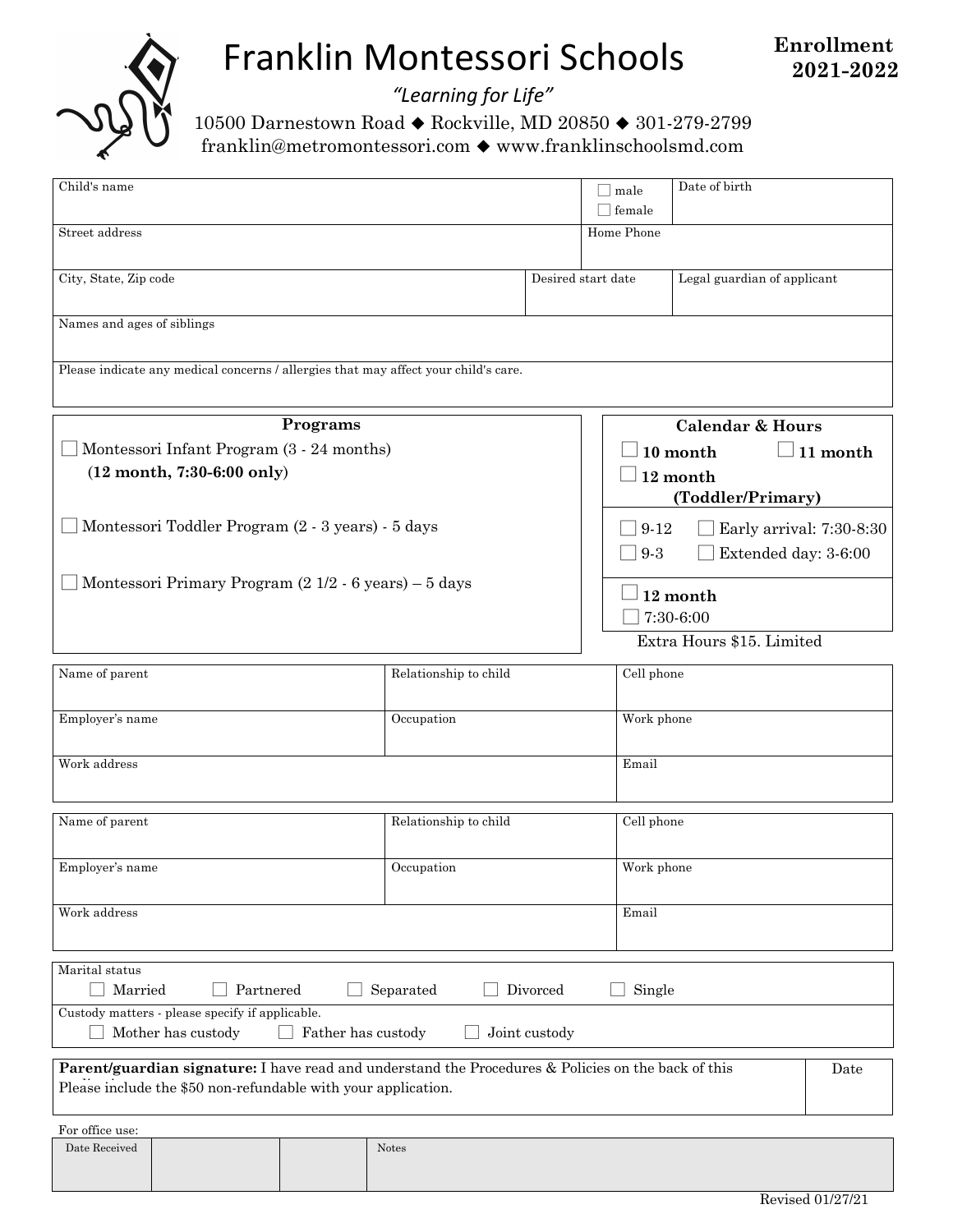# Franklin Montessori Schools

**Enrollment 2021-2022**

*"Learning for Life"*

10500 Darnestown Road ◆ Rockville, MD 20850 ◆ 301-279-2799
franklin@metromontessori.com ◆ www.franklinschoolsmd.com

| Child's name | | ☐ male ☐ female | Date of birth |
|---|---|---|---|
| Street address | | Home Phone | |
| City, State, Zip code | Desired start date | | Legal guardian of applicant |
| Names and ages of siblings | | | |
| Please indicate any medical concerns / allergies that may affect your child's care. | | | |

| Programs | Calendar & Hours |
|---|---|
| ☐ Montessori Infant Program (3 - 24 months) (**12 month, 7:30-6:00 only**) | ☐ **10 month** ☐ **11 month** ☐ **12 month (Toddler/Primary)** |
| ☐ Montessori Toddler Program (2 - 3 years) - 5 days | ☐ 9-12 ☐ Early arrival: 7:30-8:30 ☐ 9-3 ☐ Extended day: 3-6:00 |
| ☐ Montessori Primary Program (2 1/2 - 6 years) – 5 days | ☐ **12 month** ☐ 7:30-6:00 |
| | Extra Hours $15. Limited |

| Name of parent | Relationship to child | Cell phone |
|---|---|---|
| Employer's name | Occupation | Work phone |
| Work address | | Email |

| Name of parent | Relationship to child | Cell phone |
|---|---|---|
| Employer's name | Occupation | Work phone |
| Work address | | Email |

Marital status
☐ Married ☐ Partnered ☐ Separated ☐ Divorced ☐ Single

Custody matters - please specify if applicable.
☐ Mother has custody ☐ Father has custody ☐ Joint custody

| **Parent/guardian signature:** I have read and understand the Procedures & Policies on the back of this Please include the $50 non-refundable with your application. | Date |
|---|---|

For office use:

| Date Received | | | Notes |
|---|---|---|---|

Revised 01/27/21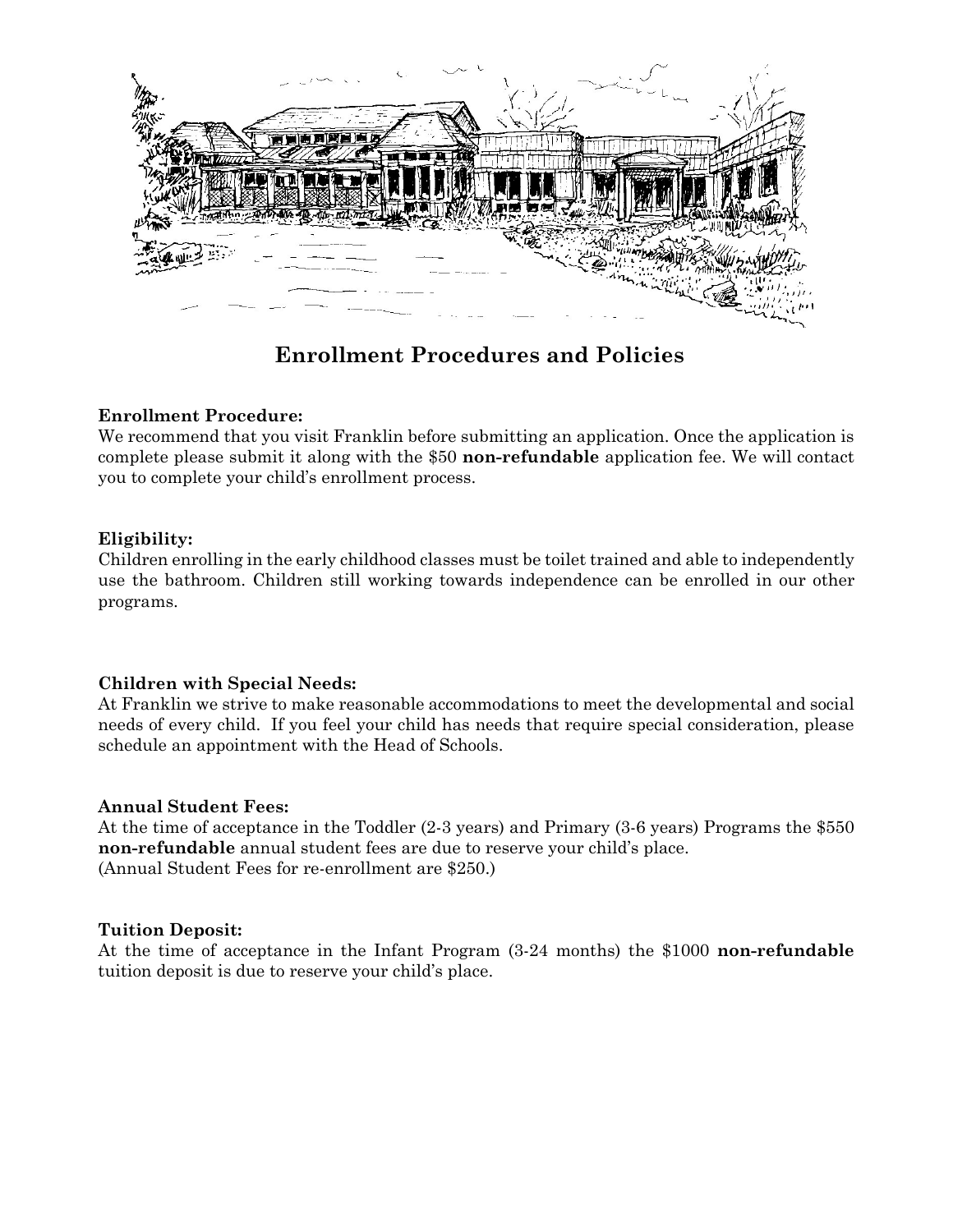# Enrollment Procedures and Policies

**Enrollment Procedure:**
We recommend that you visit Franklin before submitting an application. Once the application is complete please submit it along with the $50 **non-refundable** application fee. We will contact you to complete your child's enrollment process.

**Eligibility:**
Children enrolling in the early childhood classes must be toilet trained and able to independently use the bathroom. Children still working towards independence can be enrolled in our other programs.

**Children with Special Needs:**
At Franklin we strive to make reasonable accommodations to meet the developmental and social needs of every child. If you feel your child has needs that require special consideration, please schedule an appointment with the Head of Schools.

**Annual Student Fees:**
At the time of acceptance in the Toddler (2-3 years) and Primary (3-6 years) Programs the $550 **non-refundable** annual student fees are due to reserve your child's place.
(Annual Student Fees for re-enrollment are $250.)

**Tuition Deposit:**
At the time of acceptance in the Infant Program (3-24 months) the $1000 **non-refundable** tuition deposit is due to reserve your child's place.